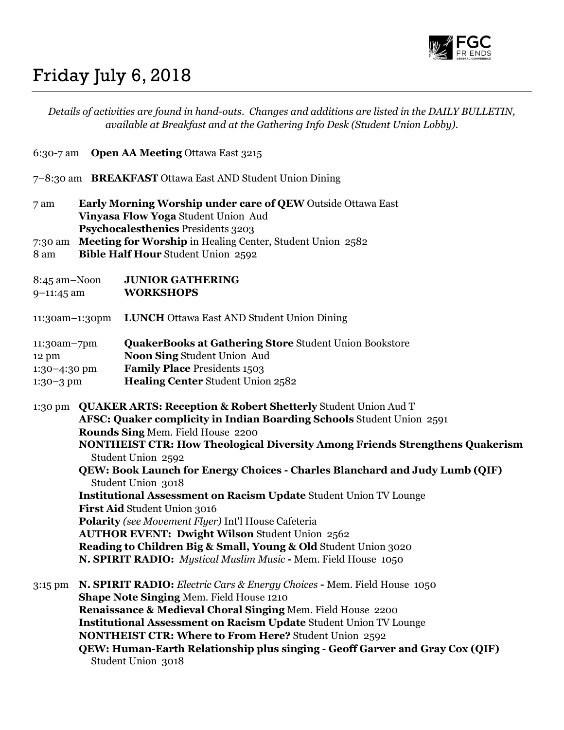# Friday July 6, 2018

*Details of activities are found in hand-outs. Changes and additions are listed in the DAILY BULLETIN, available at Breakfast and at the Gathering Info Desk (Student Union Lobby).*

6:30-7 am **Open AA Meeting** Ottawa East 3215

7–8:30 am **BREAKFAST** Ottawa East AND Student Union Dining

7 am **Early Morning Worship under care of QEW** Outside Ottawa East
**Vinyasa Flow Yoga** Student Union Aud
**Psychocalesthenics** Presidents 3203

7:30 am **Meeting for Worship** in Healing Center, Student Union 2582

8 am **Bible Half Hour** Student Union 2592

8:45 am–Noon **JUNIOR GATHERING**

9–11:45 am **WORKSHOPS**

11:30am–1:30pm **LUNCH** Ottawa East AND Student Union Dining

11:30am–7pm **QuakerBooks at Gathering Store** Student Union Bookstore

12 pm **Noon Sing** Student Union Aud

1:30–4:30 pm **Family Place** Presidents 1503

1:30–3 pm **Healing Center** Student Union 2582

1:30 pm **QUAKER ARTS: Reception & Robert Shetterly** Student Union Aud T
**AFSC: Quaker complicity in Indian Boarding Schools** Student Union 2591
**Rounds Sing** Mem. Field House 2200
**NONTHEIST CTR: How Theological Diversity Among Friends Strengthens Quakerism** Student Union 2592
**QEW: Book Launch for Energy Choices - Charles Blanchard and Judy Lumb (QIF)** Student Union 3018
**Institutional Assessment on Racism Update** Student Union TV Lounge
**First Aid** Student Union 3016
**Polarity** *(see Movement Flyer)* Int'l House Cafeteria
**AUTHOR EVENT: Dwight Wilson** Student Union 2562
**Reading to Children Big & Small, Young & Old** Student Union 3020
**N. SPIRIT RADIO:** *Mystical Muslim Music* **-** Mem. Field House 1050

3:15 pm **N. SPIRIT RADIO:** *Electric Cars & Energy Choices* **-** Mem. Field House 1050
**Shape Note Singing** Mem. Field House 1210
**Renaissance & Medieval Choral Singing** Mem. Field House 2200
**Institutional Assessment on Racism Update** Student Union TV Lounge
**NONTHEIST CTR: Where to From Here?** Student Union 2592
**QEW: Human-Earth Relationship plus singing - Geoff Garver and Gray Cox (QIF)** Student Union 3018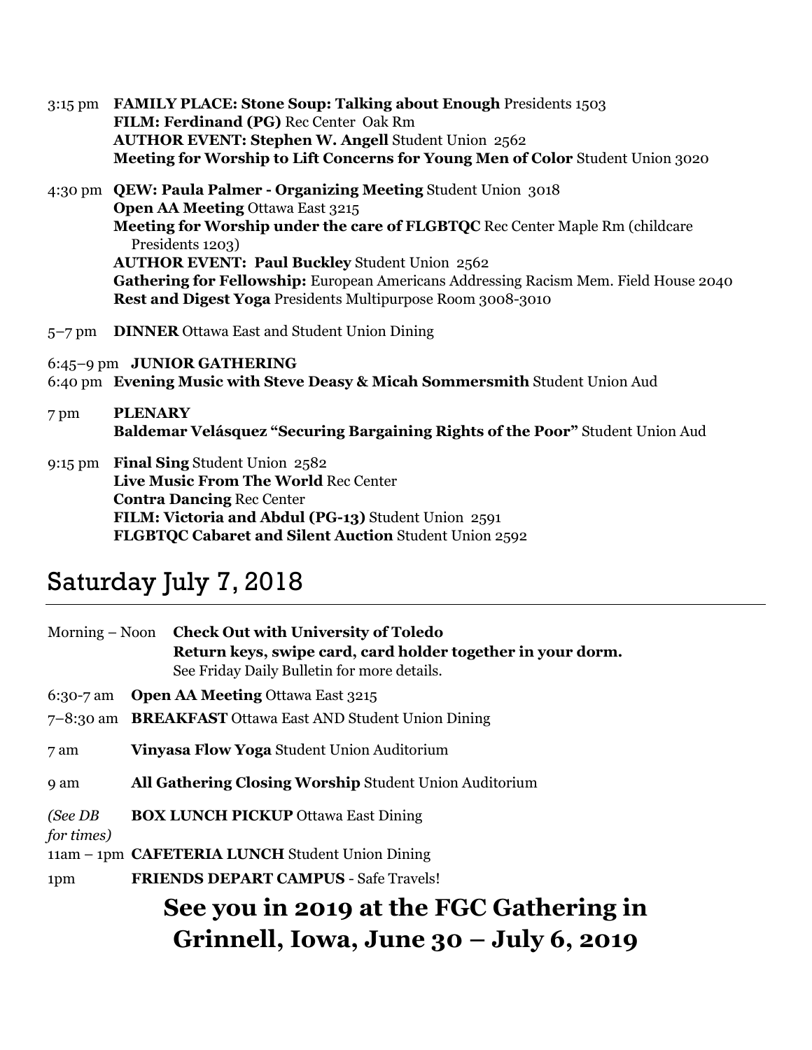3:15 pm **FAMILY PLACE: Stone Soup: Talking about Enough** Presidents 1503
**FILM: Ferdinand (PG)** Rec Center Oak Rm
**AUTHOR EVENT: Stephen W. Angell** Student Union 2562
**Meeting for Worship to Lift Concerns for Young Men of Color** Student Union 3020

4:30 pm **QEW: Paula Palmer - Organizing Meeting** Student Union 3018
**Open AA Meeting** Ottawa East 3215
**Meeting for Worship under the care of FLGBTQC** Rec Center Maple Rm (childcare Presidents 1203)
**AUTHOR EVENT: Paul Buckley** Student Union 2562
**Gathering for Fellowship:** European Americans Addressing Racism Mem. Field House 2040
**Rest and Digest Yoga** Presidents Multipurpose Room 3008-3010

5–7 pm **DINNER** Ottawa East and Student Union Dining

6:45–9 pm **JUNIOR GATHERING**
6:40 pm **Evening Music with Steve Deasy & Micah Sommersmith** Student Union Aud

7 pm **PLENARY**
**Baldemar Velásquez "Securing Bargaining Rights of the Poor"** Student Union Aud

9:15 pm **Final Sing** Student Union 2582
**Live Music From The World** Rec Center
**Contra Dancing** Rec Center
**FILM: Victoria and Abdul (PG-13)** Student Union 2591
**FLGBTQC Cabaret and Silent Auction** Student Union 2592

## Saturday July 7, 2018

Morning – Noon **Check Out with University of Toledo**
**Return keys, swipe card, card holder together in your dorm.**
See Friday Daily Bulletin for more details.

6:30-7 am **Open AA Meeting** Ottawa East 3215

7–8:30 am **BREAKFAST** Ottawa East AND Student Union Dining

7 am **Vinyasa Flow Yoga** Student Union Auditorium

9 am **All Gathering Closing Worship** Student Union Auditorium

*(See DB for times)* **BOX LUNCH PICKUP** Ottawa East Dining

11am – 1pm **CAFETERIA LUNCH** Student Union Dining

1pm **FRIENDS DEPART CAMPUS** - Safe Travels!

# See you in 2019 at the FGC Gathering in Grinnell, Iowa, June 30 – July 6, 2019